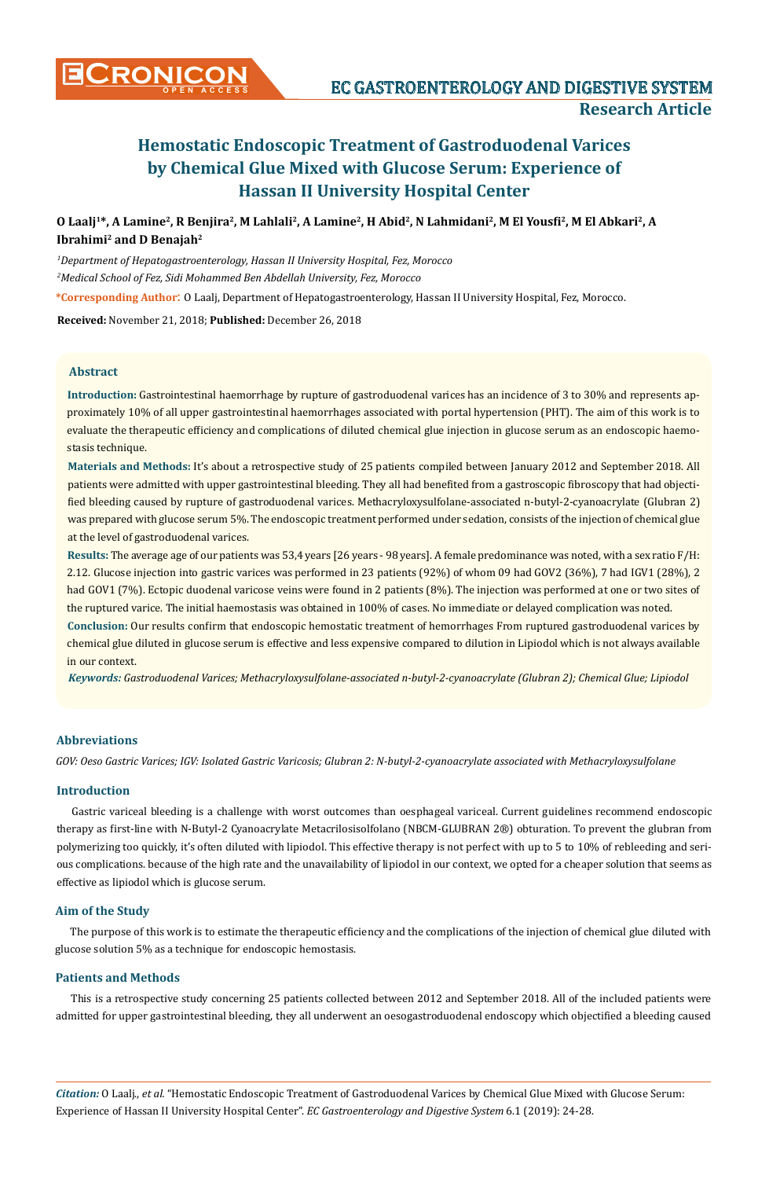# Hemostatic Endoscopic Treatment of Gastroduodenal Varices by Chemical Glue Mixed with Glucose Serum: Experience of Hassan II University Hospital Center

**O Laalj[1]*, A Lamine[2], R Benjira[2], M Lahlali[2], A Lamine[2], H Abid[2], N Lahmidani[2], M El Yousfi[2], M El Abkari[2], A Ibrahimi[2] and D Benajah[2]**

*[1]Department of Hepatogastroenterology, Hassan II University Hospital, Fez, Morocco*

*[2]Medical School of Fez, Sidi Mohammed Ben Abdellah University, Fez, Morocco*

**\*Corresponding Author:** O Laalj, Department of Hepatogastroenterology, Hassan II University Hospital, Fez, Morocco.

**Received:** November 21, 2018; **Published:** December 26, 2018

### Abstract

**Introduction:** Gastrointestinal haemorrhage by rupture of gastroduodenal varices has an incidence of 3 to 30% and represents approximately 10% of all upper gastrointestinal haemorrhages associated with portal hypertension (PHT). The aim of this work is to evaluate the therapeutic efficiency and complications of diluted chemical glue injection in glucose serum as an endoscopic haemostasis technique.

**Materials and Methods:** It's about a retrospective study of 25 patients compiled between January 2012 and September 2018. All patients were admitted with upper gastrointestinal bleeding. They all had benefited from a gastroscopic fibroscopy that had objectified bleeding caused by rupture of gastroduodenal varices. Methacryloxysulfolane-associated n-butyl-2-cyanoacrylate (Glubran 2) was prepared with glucose serum 5%. The endoscopic treatment performed under sedation, consists of the injection of chemical glue at the level of gastroduodenal varices.

**Results:** The average age of our patients was 53,4 years [26 years - 98 years]. A female predominance was noted, with a sex ratio F/H: 2.12. Glucose injection into gastric varices was performed in 23 patients (92%) of whom 09 had GOV2 (36%), 7 had IGV1 (28%), 2 had GOV1 (7%). Ectopic duodenal varicose veins were found in 2 patients (8%). The injection was performed at one or two sites of the ruptured varice. The initial haemostasis was obtained in 100% of cases. No immediate or delayed complication was noted.

**Conclusion:** Our results confirm that endoscopic hemostatic treatment of hemorrhages From ruptured gastroduodenal varices by chemical glue diluted in glucose serum is effective and less expensive compared to dilution in Lipiodol which is not always available in our context.

***Keywords:*** *Gastroduodenal Varices; Methacryloxysulfolane-associated n-butyl-2-cyanoacrylate (Glubran 2); Chemical Glue; Lipiodol*

### Abbreviations

*GOV: Oeso Gastric Varices; IGV: Isolated Gastric Varicosis; Glubran 2: N-butyl-2-cyanoacrylate associated with Methacryloxysulfolane*

### Introduction

Gastric variceal bleeding is a challenge with worst outcomes than oesphageal variceal. Current guidelines recommend endoscopic therapy as first-line with N-Butyl-2 Cyanoacrylate Metacrilosisolfolano (NBCM-GLUBRAN 2®) obturation. To prevent the glubran from polymerizing too quickly, it's often diluted with lipiodol. This effective therapy is not perfect with up to 5 to 10% of rebleeding and serious complications. because of the high rate and the unavailability of lipiodol in our context, we opted for a cheaper solution that seems as effective as lipiodol which is glucose serum.

### Aim of the Study

The purpose of this work is to estimate the therapeutic efficiency and the complications of the injection of chemical glue diluted with glucose solution 5% as a technique for endoscopic hemostasis.

### Patients and Methods

This is a retrospective study concerning 25 patients collected between 2012 and September 2018. All of the included patients were admitted for upper gastrointestinal bleeding, they all underwent an oesogastroduodenal endoscopy which objectified a bleeding caused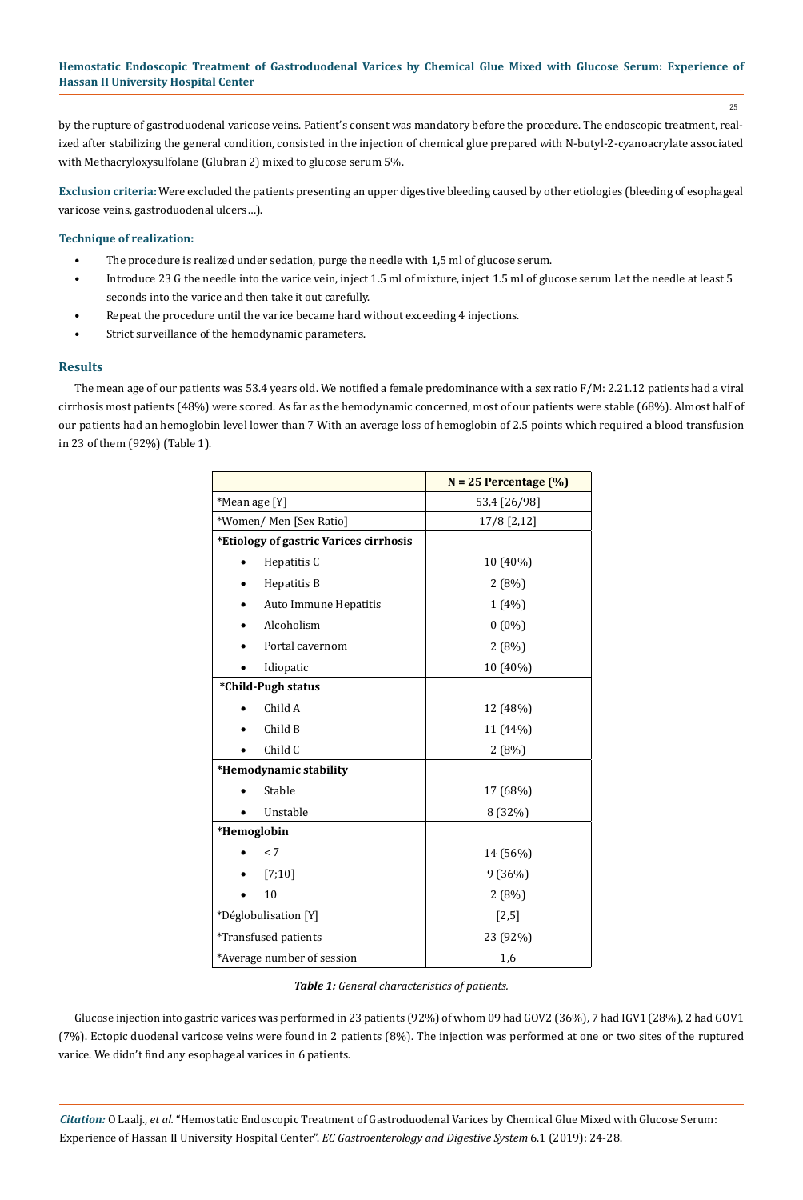by the rupture of gastroduodenal varicose veins. Patient's consent was mandatory before the procedure. The endoscopic treatment, realized after stabilizing the general condition, consisted in the injection of chemical glue prepared with N-butyl-2-cyanoacrylate associated with Methacryloxysulfolane (Glubran 2) mixed to glucose serum 5%.

**Exclusion criteria:** Were excluded the patients presenting an upper digestive bleeding caused by other etiologies (bleeding of esophageal varicose veins, gastroduodenal ulcers…).

**Technique of realization:**

- The procedure is realized under sedation, purge the needle with 1,5 ml of glucose serum.
- Introduce 23 G the needle into the varice vein, inject 1.5 ml of mixture, inject 1.5 ml of glucose serum Let the needle at least 5 seconds into the varice and then take it out carefully.
- Repeat the procedure until the varice became hard without exceeding 4 injections.
- Strict surveillance of the hemodynamic parameters.

## Results

The mean age of our patients was 53.4 years old. We notified a female predominance with a sex ratio F/M: 2.21.12 patients had a viral cirrhosis most patients (48%) were scored. As far as the hemodynamic concerned, most of our patients were stable (68%). Almost half of our patients had an hemoglobin level lower than 7 With an average loss of hemoglobin of 2.5 points which required a blood transfusion in 23 of them (92%) (Table 1).

| | N = 25 Percentage (%) |
|---|---|
| *Mean age [Y] | 53,4 [26/98] |
| *Women/ Men [Sex Ratio] | 17/8 [2,12] |
| ***Etiology of gastric Varices cirrhosis** | |
| • Hepatitis C | 10 (40%) |
| • Hepatitis B | 2 (8%) |
| • Auto Immune Hepatitis | 1 (4%) |
| • Alcoholism | 0 (0%) |
| • Portal cavernom | 2 (8%) |
| • Idiopatic | 10 (40%) |
| ***Child-Pugh status** | |
| • Child A | 12 (48%) |
| • Child B | 11 (44%) |
| • Child C | 2 (8%) |
| ***Hemodynamic stability** | |
| • Stable | 17 (68%) |
| • Unstable | 8 (32%) |
| ***Hemoglobin** | |
| • < 7 | 14 (56%) |
| • [7;10] | 9 (36%) |
| • 10 | 2 (8%) |
| *Déglobulisation [Y] | [2,5] |
| *Transfused patients | 23 (92%) |
| *Average number of session | 1,6 |

***Table 1:*** *General characteristics of patients.*

Glucose injection into gastric varices was performed in 23 patients (92%) of whom 09 had GOV2 (36%), 7 had IGV1 (28%), 2 had GOV1 (7%). Ectopic duodenal varicose veins were found in 2 patients (8%). The injection was performed at one or two sites of the ruptured varice. We didn't find any esophageal varices in 6 patients.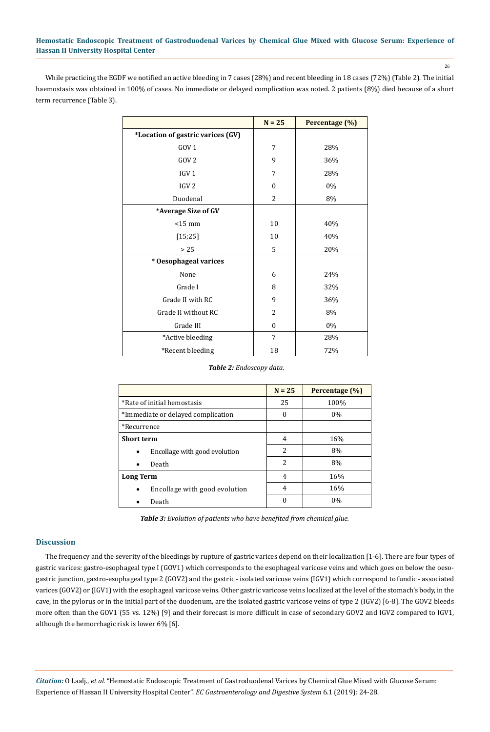While practicing the EGDF we notified an active bleeding in 7 cases (28%) and recent bleeding in 18 cases (72%) (Table 2). The initial haemostasis was obtained in 100% of cases. No immediate or delayed complication was noted. 2 patients (8%) died because of a short term recurrence (Table 3).

| | N = 25 | Percentage (%) |
|---|---|---|
| **\*Location of gastric varices (GV)** | | |
| GOV 1 | 7 | 28% |
| GOV 2 | 9 | 36% |
| IGV 1 | 7 | 28% |
| IGV 2 | 0 | 0% |
| Duodenal | 2 | 8% |
| **\*Average Size of GV** | | |
| <15 mm | 10 | 40% |
| [15;25] | 10 | 40% |
| > 25 | 5 | 20% |
| **\* Oesophageal varices** | | |
| None | 6 | 24% |
| Grade I | 8 | 32% |
| Grade II with RC | 9 | 36% |
| Grade II without RC | 2 | 8% |
| Grade III | 0 | 0% |
| \*Active bleeding | 7 | 28% |
| \*Recent bleeding | 18 | 72% |

***Table 2:*** *Endoscopy data.*

| | N = 25 | Percentage (%) |
|---|---|---|
| \*Rate of initial hemostasis | 25 | 100% |
| \*Immediate or delayed complication | 0 | 0% |
| \*Recurrence | | |
| **Short term** | 4 | 16% |
| • Encollage with good evolution | 2 | 8% |
| • Death | 2 | 8% |
| **Long Term** | 4 | 16% |
| • Encollage with good evolution | 4 | 16% |
| • Death | 0 | 0% |

***Table 3:*** *Evolution of patients who have benefited from chemical glue.*

## Discussion

The frequency and the severity of the bleedings by rupture of gastric varices depend on their localization [1-6]. There are four types of gastric varices: gastro-esophageal type I (GOV1) which corresponds to the esophageal varicose veins and which goes on below the oeso-gastric junction, gastro-esophageal type 2 (GOV2) and the gastric - isolated varicose veins (IGV1) which correspond to fundic - associated varices (GOV2) or (IGV1) with the esophageal varicose veins. Other gastric varicose veins localized at the level of the stomach's body, in the cave, in the pylorus or in the initial part of the duodenum, are the isolated gastric varicose veins of type 2 (IGV2) [6-8]. The GOV2 bleeds more often than the GOV1 (55 vs. 12%) [9] and their forecast is more difficult in case of secondary GOV2 and IGV2 compared to IGV1, although the hemorrhagic risk is lower 6% [6].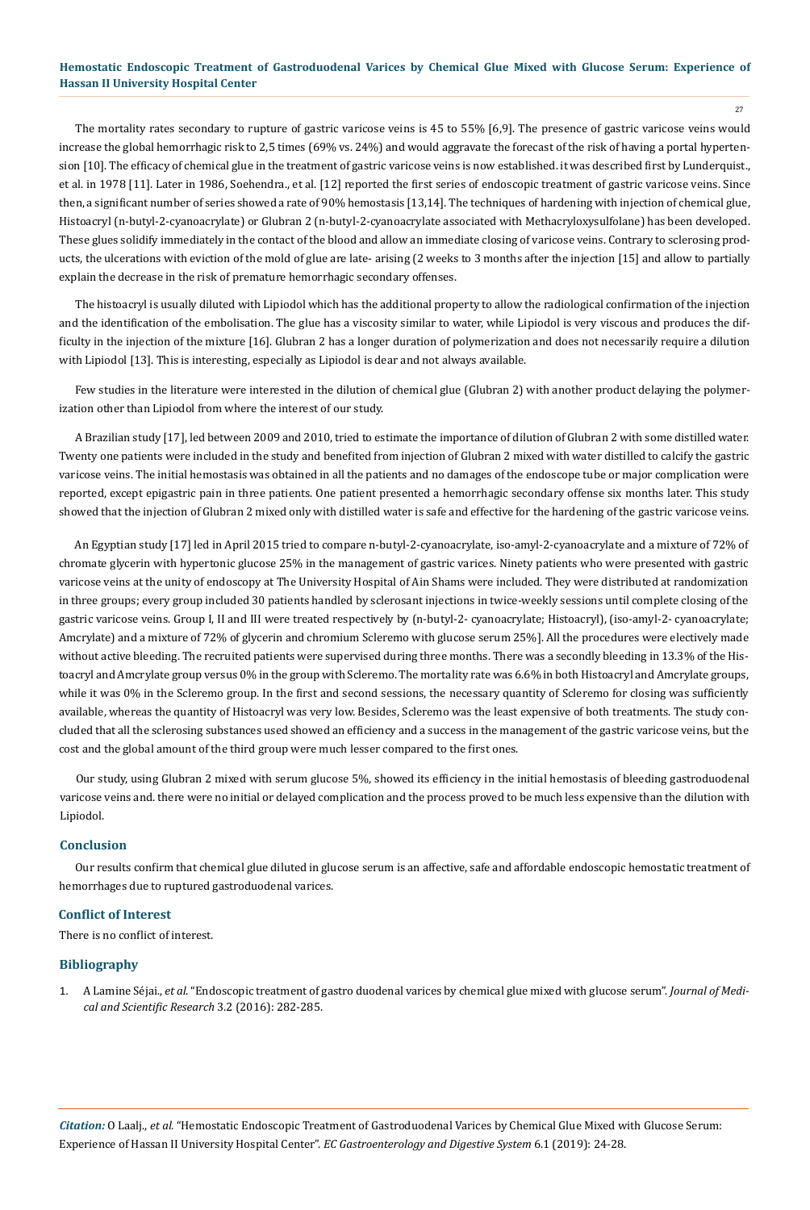The mortality rates secondary to rupture of gastric varicose veins is 45 to 55% [6,9]. The presence of gastric varicose veins would increase the global hemorrhagic risk to 2,5 times (69% vs. 24%) and would aggravate the forecast of the risk of having a portal hypertension [10]. The efficacy of chemical glue in the treatment of gastric varicose veins is now established. it was described first by Lunderquist., et al. in 1978 [11]. Later in 1986, Soehendra., et al. [12] reported the first series of endoscopic treatment of gastric varicose veins. Since then, a significant number of series showed a rate of 90% hemostasis [13,14]. The techniques of hardening with injection of chemical glue, Histoacryl (n-butyl-2-cyanoacrylate) or Glubran 2 (n-butyl-2-cyanoacrylate associated with Methacryloxysulfolane) has been developed. These glues solidify immediately in the contact of the blood and allow an immediate closing of varicose veins. Contrary to sclerosing products, the ulcerations with eviction of the mold of glue are late- arising (2 weeks to 3 months after the injection [15] and allow to partially explain the decrease in the risk of premature hemorrhagic secondary offenses.

The histoacryl is usually diluted with Lipiodol which has the additional property to allow the radiological confirmation of the injection and the identification of the embolisation. The glue has a viscosity similar to water, while Lipiodol is very viscous and produces the difficulty in the injection of the mixture [16]. Glubran 2 has a longer duration of polymerization and does not necessarily require a dilution with Lipiodol [13]. This is interesting, especially as Lipiodol is dear and not always available.

Few studies in the literature were interested in the dilution of chemical glue (Glubran 2) with another product delaying the polymerization other than Lipiodol from where the interest of our study.

A Brazilian study [17], led between 2009 and 2010, tried to estimate the importance of dilution of Glubran 2 with some distilled water. Twenty one patients were included in the study and benefited from injection of Glubran 2 mixed with water distilled to calcify the gastric varicose veins. The initial hemostasis was obtained in all the patients and no damages of the endoscope tube or major complication were reported, except epigastric pain in three patients. One patient presented a hemorrhagic secondary offense six months later. This study showed that the injection of Glubran 2 mixed only with distilled water is safe and effective for the hardening of the gastric varicose veins.

An Egyptian study [17] led in April 2015 tried to compare n-butyl-2-cyanoacrylate, iso-amyl-2-cyanoacrylate and a mixture of 72% of chromate glycerin with hypertonic glucose 25% in the management of gastric varices. Ninety patients who were presented with gastric varicose veins at the unity of endoscopy at The University Hospital of Ain Shams were included. They were distributed at randomization in three groups; every group included 30 patients handled by sclerosant injections in twice-weekly sessions until complete closing of the gastric varicose veins. Group I, II and III were treated respectively by (n-butyl-2- cyanoacrylate; Histoacryl), (iso-amyl-2- cyanoacrylate; Amcrylate) and a mixture of 72% of glycerin and chromium Scleremo with glucose serum 25%]. All the procedures were electively made without active bleeding. The recruited patients were supervised during three months. There was a secondly bleeding in 13.3% of the Histoacryl and Amcrylate group versus 0% in the group with Scleremo. The mortality rate was 6.6% in both Histoacryl and Amcrylate groups, while it was 0% in the Scleremo group. In the first and second sessions, the necessary quantity of Scleremo for closing was sufficiently available, whereas the quantity of Histoacryl was very low. Besides, Scleremo was the least expensive of both treatments. The study concluded that all the sclerosing substances used showed an efficiency and a success in the management of the gastric varicose veins, but the cost and the global amount of the third group were much lesser compared to the first ones.

Our study, using Glubran 2 mixed with serum glucose 5%, showed its efficiency in the initial hemostasis of bleeding gastroduodenal varicose veins and. there were no initial or delayed complication and the process proved to be much less expensive than the dilution with Lipiodol.

## Conclusion

Our results confirm that chemical glue diluted in glucose serum is an affective, safe and affordable endoscopic hemostatic treatment of hemorrhages due to ruptured gastroduodenal varices.

## Conflict of Interest

There is no conflict of interest.

## Bibliography

1. A Lamine Séjai., *et al*. "Endoscopic treatment of gastro duodenal varices by chemical glue mixed with glucose serum". *Journal of Medical and Scientific Research* 3.2 (2016): 282-285.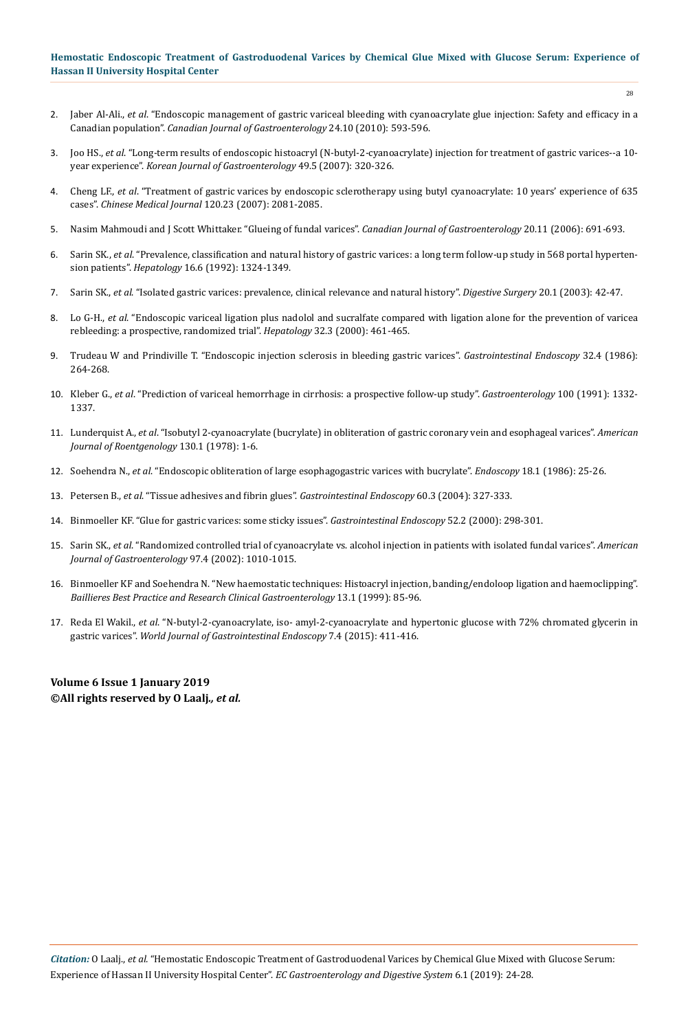2. Jaber Al-Ali., *et al*. "Endoscopic management of gastric variceal bleeding with cyanoacrylate glue injection: Safety and efficacy in a Canadian population". *Canadian Journal of Gastroenterology* 24.10 (2010): 593-596.

3. Joo HS., *et al*. "Long-term results of endoscopic histoacryl (N-butyl-2-cyanoacrylate) injection for treatment of gastric varices--a 10-year experience". *Korean Journal of Gastroenterology* 49.5 (2007): 320-326.

4. Cheng LF., *et al*. "Treatment of gastric varices by endoscopic sclerotherapy using butyl cyanoacrylate: 10 years' experience of 635 cases". *Chinese Medical Journal* 120.23 (2007): 2081-2085.

5. Nasim Mahmoudi and J Scott Whittaker. "Glueing of fundal varices". *Canadian Journal of Gastroenterology* 20.11 (2006): 691-693.

6. Sarin SK., *et al*. "Prevalence, classification and natural history of gastric varices: a long term follow-up study in 568 portal hypertension patients". *Hepatology* 16.6 (1992): 1324-1349.

7. Sarin SK., *et al*. "Isolated gastric varices: prevalence, clinical relevance and natural history". *Digestive Surgery* 20.1 (2003): 42-47.

8. Lo G-H., *et al*. "Endoscopic variceal ligation plus nadolol and sucralfate compared with ligation alone for the prevention of varicea rebleeding: a prospective, randomized trial". *Hepatology* 32.3 (2000): 461-465.

9. Trudeau W and Prindiville T. "Endoscopic injection sclerosis in bleeding gastric varices". *Gastrointestinal Endoscopy* 32.4 (1986): 264-268.

10. Kleber G., *et al*. "Prediction of variceal hemorrhage in cirrhosis: a prospective follow-up study". *Gastroenterology* 100 (1991): 1332-1337.

11. Lunderquist A., *et al*. "Isobutyl 2-cyanoacrylate (bucrylate) in obliteration of gastric coronary vein and esophageal varices". *American Journal of Roentgenology* 130.1 (1978): 1-6.

12. Soehendra N., *et al*. "Endoscopic obliteration of large esophagogastric varices with bucrylate". *Endoscopy* 18.1 (1986): 25-26.

13. Petersen B., *et al*. "Tissue adhesives and fibrin glues". *Gastrointestinal Endoscopy* 60.3 (2004): 327-333.

14. Binmoeller KF. "Glue for gastric varices: some sticky issues". *Gastrointestinal Endoscopy* 52.2 (2000): 298-301.

15. Sarin SK., *et al*. "Randomized controlled trial of cyanoacrylate vs. alcohol injection in patients with isolated fundal varices". *American Journal of Gastroenterology* 97.4 (2002): 1010-1015.

16. Binmoeller KF and Soehendra N. "New haemostatic techniques: Histoacryl injection, banding/endoloop ligation and haemoclipping". *Baillieres Best Practice and Research Clinical Gastroenterology* 13.1 (1999): 85-96.

17. Reda El Wakil., *et al*. "N-butyl-2-cyanoacrylate, iso- amyl-2-cyanoacrylate and hypertonic glucose with 72% chromated glycerin in gastric varices". *World Journal of Gastrointestinal Endoscopy* 7.4 (2015): 411-416.

**Volume 6 Issue 1 January 2019**
**©All rights reserved by O Laalj., *et al.***